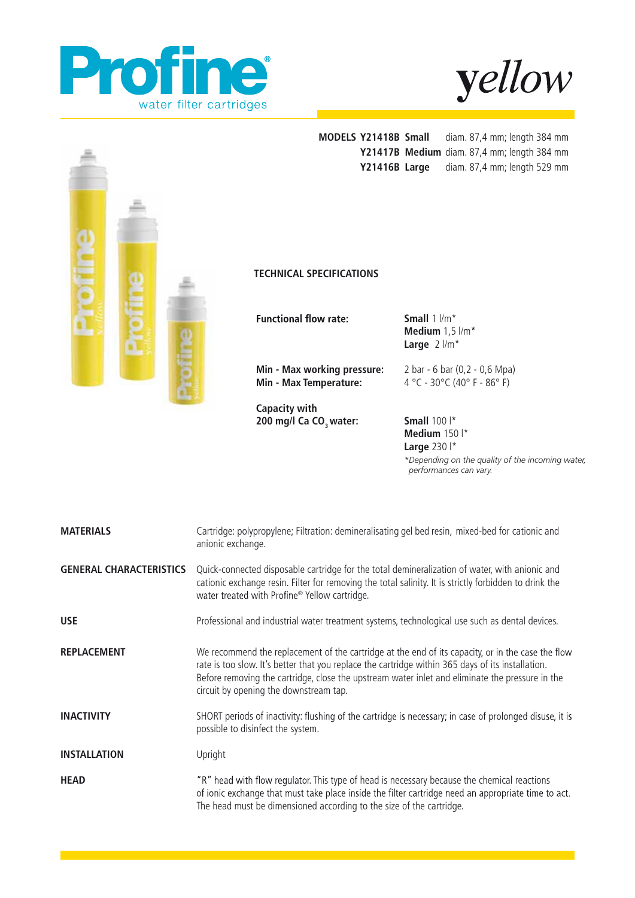# Profine®

water filter cartridges

# yellow

| MODELS | | |
|---|---|---|
| Y21418B | **Small** | diam. 87,4 mm; length 384 mm |
| Y21417B | **Medium** | diam. 87,4 mm; length 384 mm |
| Y21416B | **Large** | diam. 87,4 mm; length 529 mm |

## TECHNICAL SPECIFICATIONS

| | |
|---|---|
| **Functional flow rate:** | **Small** 1 l/m*<br>**Medium** 1,5 l/m*<br>**Large** 2 l/m* |
| **Min - Max working pressure:** | 2 bar - 6 bar (0,2 - 0,6 Mpa) |
| **Min - Max Temperature:** | 4 °C - 30°C (40° F - 86° F) |
| **Capacity with 200 mg/l Ca $CO_3$ water:** | **Small** 100 l*<br>**Medium** 150 l*<br>**Large** 230 l* |

*\*Depending on the quality of the incoming water, performances can vary.*

**MATERIALS**
Cartridge: polypropylene; Filtration: demineralising gel bed resin, mixed-bed for cationic and anionic exchange.

**GENERAL CHARACTERISTICS**
Quick-connected disposable cartridge for the total demineralization of water, with anionic and cationic exchange resin. Filter for removing the total salinity. It is strictly forbidden to drink the water treated with Profine® Yellow cartridge.

**USE**
Professional and industrial water treatment systems, technological use such as dental devices.

**REPLACEMENT**
We recommend the replacement of the cartridge at the end of its capacity, or in the case the flow rate is too slow. It's better that you replace the cartridge within 365 days of its installation. Before removing the cartridge, close the upstream water inlet and eliminate the pressure in the circuit by opening the downstream tap.

**INACTIVITY**
SHORT periods of inactivity: flushing of the cartridge is necessary; in case of prolonged disuse, it is possible to disinfect the system.

**INSTALLATION**
Upright

**HEAD**
"R" head with flow regulator. This type of head is necessary because the chemical reactions of ionic exchange that must take place inside the filter cartridge need an appropriate time to act. The head must be dimensioned according to the size of the cartridge.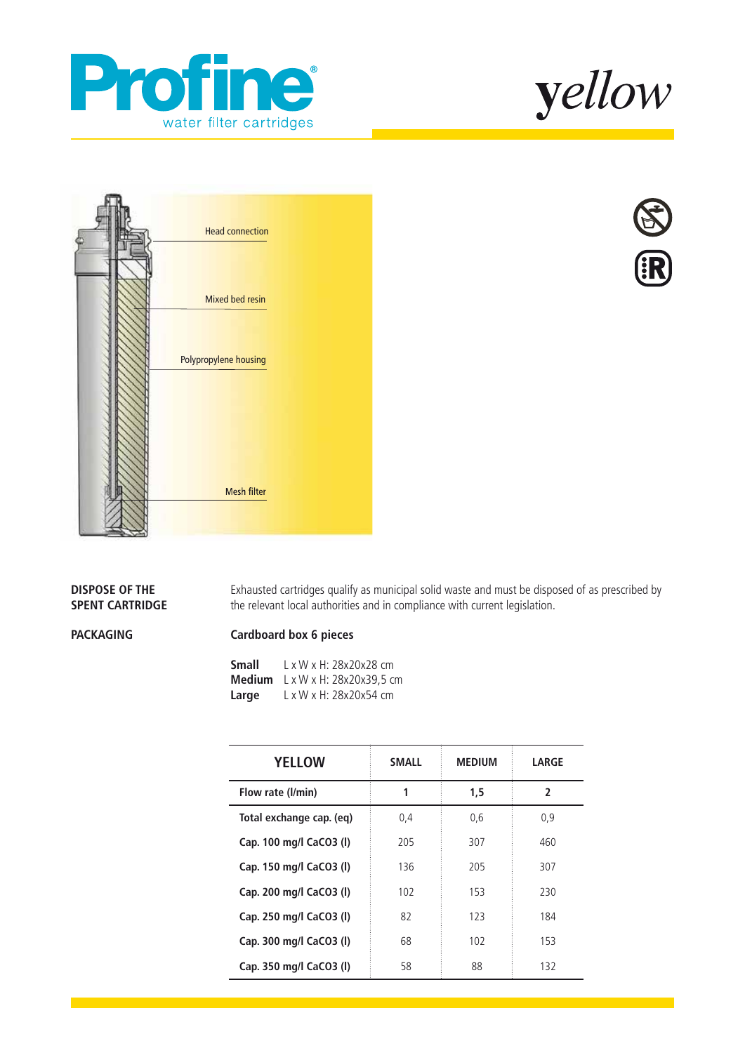# Profine® water filter cartridges

## yellow

Head connection

Mixed bed resin

Polypropylene housing

Mesh filter

**DISPOSE OF THE SPENT CARTRIDGE**

Exhausted cartridges qualify as municipal solid waste and must be disposed of as prescribed by the relevant local authorities and in compliance with current legislation.

**PACKAGING**

**Cardboard box 6 pieces**

**Small** L x W x H: 28x20x28 cm
**Medium** L x W x H: 28x20x39,5 cm
**Large** L x W x H: 28x20x54 cm

| YELLOW | SMALL | MEDIUM | LARGE |
|---|---|---|---|
| **Flow rate (l/min)** | **1** | **1,5** | **2** |
| **Total exchange cap. (eq)** | 0,4 | 0,6 | 0,9 |
| **Cap. 100 mg/l $CaCO_3$ (l)** | 205 | 307 | 460 |
| **Cap. 150 mg/l $CaCO_3$ (l)** | 136 | 205 | 307 |
| **Cap. 200 mg/l $CaCO_3$ (l)** | 102 | 153 | 230 |
| **Cap. 250 mg/l $CaCO_3$ (l)** | 82 | 123 | 184 |
| **Cap. 300 mg/l $CaCO_3$ (l)** | 68 | 102 | 153 |
| **Cap. 350 mg/l $CaCO_3$ (l)** | 58 | 88 | 132 |